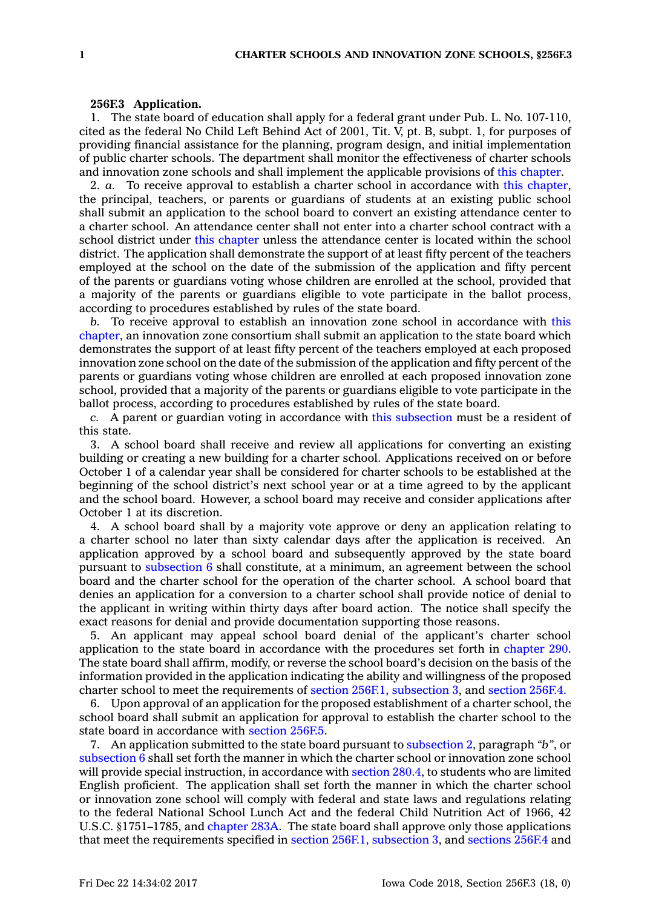**256F.3 Application.**

1. The state board of education shall apply for a federal grant under Pub. L. No. 107-110, cited as the federal No Child Left Behind Act of 2001, Tit. V, pt. B, subpt. 1, for purposes of providing financial assistance for the planning, program design, and initial implementation of public charter schools. The department shall monitor the effectiveness of charter schools and innovation zone schools and shall implement the applicable provisions of this chapter.

2. *a.* To receive approval to establish a charter school in accordance with this chapter, the principal, teachers, or parents or guardians of students at an existing public school shall submit an application to the school board to convert an existing attendance center to a charter school. An attendance center shall not enter into a charter school contract with a school district under this chapter unless the attendance center is located within the school district. The application shall demonstrate the support of at least fifty percent of the teachers employed at the school on the date of the submission of the application and fifty percent of the parents or guardians voting whose children are enrolled at the school, provided that a majority of the parents or guardians eligible to vote participate in the ballot process, according to procedures established by rules of the state board.

*b.* To receive approval to establish an innovation zone school in accordance with this chapter, an innovation zone consortium shall submit an application to the state board which demonstrates the support of at least fifty percent of the teachers employed at each proposed innovation zone school on the date of the submission of the application and fifty percent of the parents or guardians voting whose children are enrolled at each proposed innovation zone school, provided that a majority of the parents or guardians eligible to vote participate in the ballot process, according to procedures established by rules of the state board.

*c.* A parent or guardian voting in accordance with this subsection must be a resident of this state.

3. A school board shall receive and review all applications for converting an existing building or creating a new building for a charter school. Applications received on or before October 1 of a calendar year shall be considered for charter schools to be established at the beginning of the school district's next school year or at a time agreed to by the applicant and the school board. However, a school board may receive and consider applications after October 1 at its discretion.

4. A school board shall by a majority vote approve or deny an application relating to a charter school no later than sixty calendar days after the application is received. An application approved by a school board and subsequently approved by the state board pursuant to subsection 6 shall constitute, at a minimum, an agreement between the school board and the charter school for the operation of the charter school. A school board that denies an application for a conversion to a charter school shall provide notice of denial to the applicant in writing within thirty days after board action. The notice shall specify the exact reasons for denial and provide documentation supporting those reasons.

5. An applicant may appeal school board denial of the applicant's charter school application to the state board in accordance with the procedures set forth in chapter 290. The state board shall affirm, modify, or reverse the school board's decision on the basis of the information provided in the application indicating the ability and willingness of the proposed charter school to meet the requirements of section 256F.1, subsection 3, and section 256F.4.

6. Upon approval of an application for the proposed establishment of a charter school, the school board shall submit an application for approval to establish the charter school to the state board in accordance with section 256F.5.

7. An application submitted to the state board pursuant to subsection 2, paragraph *"b"*, or subsection 6 shall set forth the manner in which the charter school or innovation zone school will provide special instruction, in accordance with section 280.4, to students who are limited English proficient. The application shall set forth the manner in which the charter school or innovation zone school will comply with federal and state laws and regulations relating to the federal National School Lunch Act and the federal Child Nutrition Act of 1966, 42 U.S.C. §1751–1785, and chapter 283A. The state board shall approve only those applications that meet the requirements specified in section 256F.1, subsection 3, and sections 256F.4 and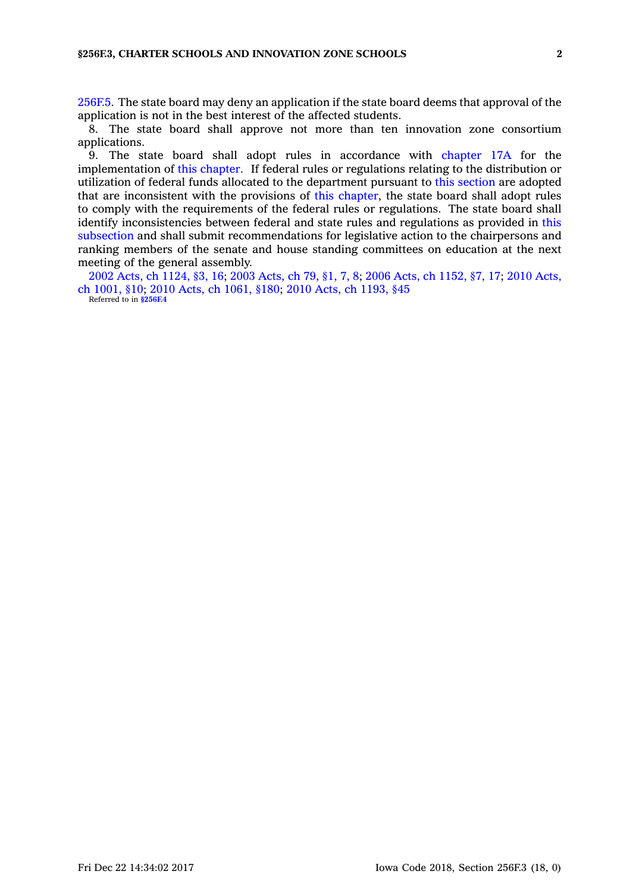256F.5. The state board may deny an application if the state board deems that approval of the application is not in the best interest of the affected students.

8. The state board shall approve not more than ten innovation zone consortium applications.

9. The state board shall adopt rules in accordance with chapter 17A for the implementation of this chapter. If federal rules or regulations relating to the distribution or utilization of federal funds allocated to the department pursuant to this section are adopted that are inconsistent with the provisions of this chapter, the state board shall adopt rules to comply with the requirements of the federal rules or regulations. The state board shall identify inconsistencies between federal and state rules and regulations as provided in this subsection and shall submit recommendations for legislative action to the chairpersons and ranking members of the senate and house standing committees on education at the next meeting of the general assembly.

2002 Acts, ch 1124, §3, 16; 2003 Acts, ch 79, §1, 7, 8; 2006 Acts, ch 1152, §7, 17; 2010 Acts, ch 1001, §10; 2010 Acts, ch 1061, §180; 2010 Acts, ch 1193, §45

Referred to in **§256F.4**